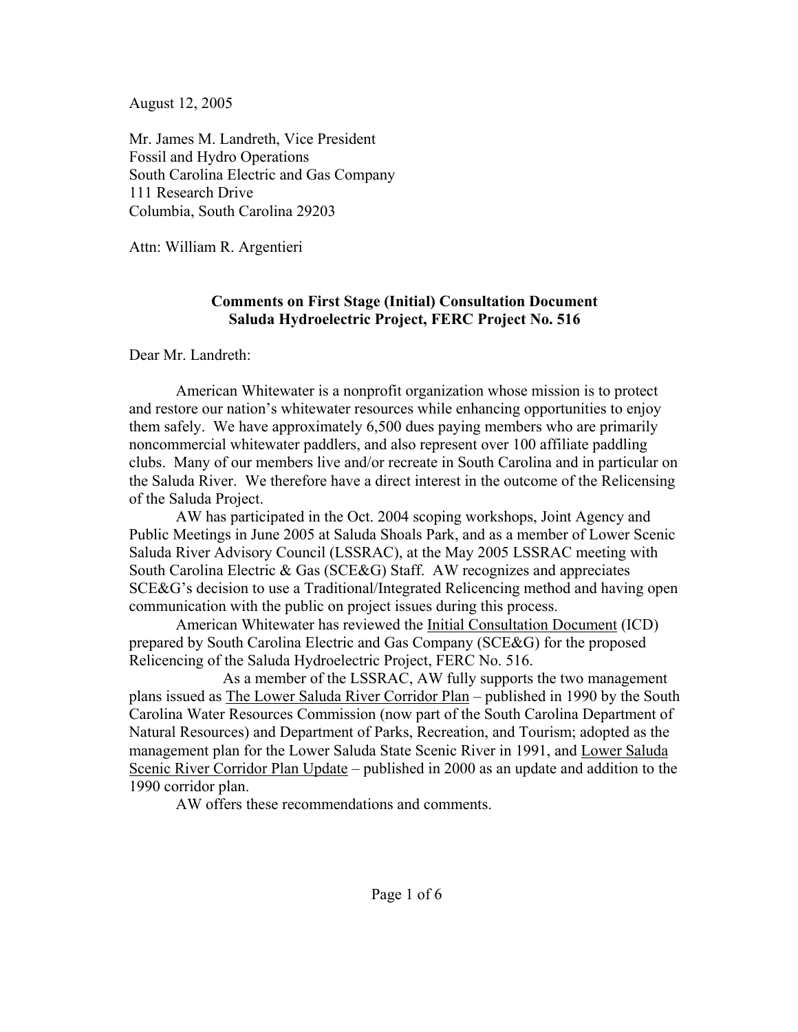August 12, 2005

Mr. James M. Landreth, Vice President
Fossil and Hydro Operations
South Carolina Electric and Gas Company
111 Research Drive
Columbia, South Carolina 29203

Attn: William R. Argentieri

**Comments on First Stage (Initial) Consultation Document**
**Saluda Hydroelectric Project, FERC Project No. 516**

Dear Mr. Landreth:

American Whitewater is a nonprofit organization whose mission is to protect and restore our nation's whitewater resources while enhancing opportunities to enjoy them safely. We have approximately 6,500 dues paying members who are primarily noncommercial whitewater paddlers, and also represent over 100 affiliate paddling clubs. Many of our members live and/or recreate in South Carolina and in particular on the Saluda River. We therefore have a direct interest in the outcome of the Relicensing of the Saluda Project.

AW has participated in the Oct. 2004 scoping workshops, Joint Agency and Public Meetings in June 2005 at Saluda Shoals Park, and as a member of Lower Scenic Saluda River Advisory Council (LSSRAC), at the May 2005 LSSRAC meeting with South Carolina Electric & Gas (SCE&G) Staff. AW recognizes and appreciates SCE&G's decision to use a Traditional/Integrated Relicencing method and having open communication with the public on project issues during this process.

American Whitewater has reviewed the Initial Consultation Document (ICD) prepared by South Carolina Electric and Gas Company (SCE&G) for the proposed Relicencing of the Saluda Hydroelectric Project, FERC No. 516.

As a member of the LSSRAC, AW fully supports the two management plans issued as The Lower Saluda River Corridor Plan – published in 1990 by the South Carolina Water Resources Commission (now part of the South Carolina Department of Natural Resources) and Department of Parks, Recreation, and Tourism; adopted as the management plan for the Lower Saluda State Scenic River in 1991, and Lower Saluda Scenic River Corridor Plan Update – published in 2000 as an update and addition to the 1990 corridor plan.

AW offers these recommendations and comments.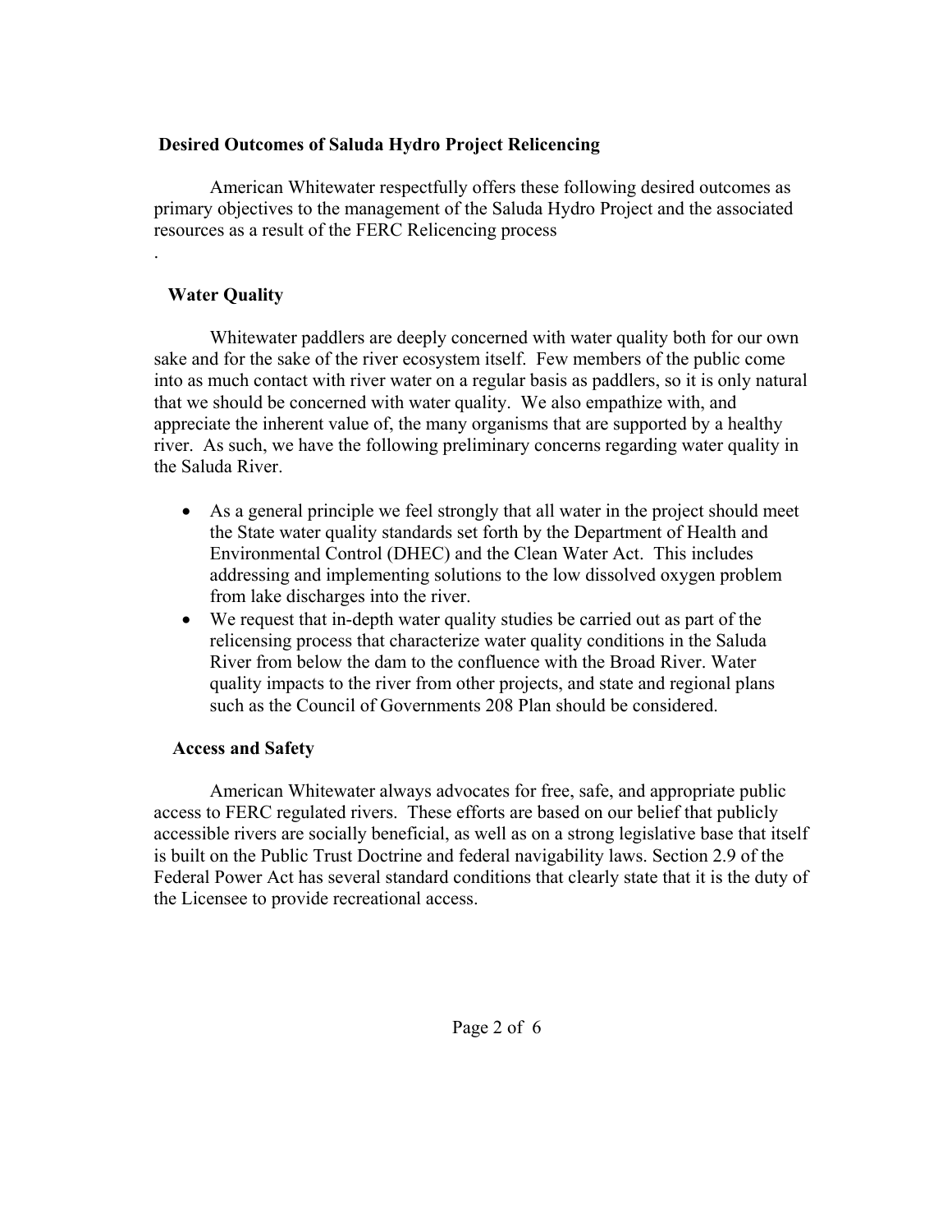## Desired Outcomes of Saluda Hydro Project Relicencing

American Whitewater respectfully offers these following desired outcomes as primary objectives to the management of the Saluda Hydro Project and the associated resources as a result of the FERC Relicencing process

.

### Water Quality

Whitewater paddlers are deeply concerned with water quality both for our own sake and for the sake of the river ecosystem itself. Few members of the public come into as much contact with river water on a regular basis as paddlers, so it is only natural that we should be concerned with water quality. We also empathize with, and appreciate the inherent value of, the many organisms that are supported by a healthy river. As such, we have the following preliminary concerns regarding water quality in the Saluda River.

- As a general principle we feel strongly that all water in the project should meet the State water quality standards set forth by the Department of Health and Environmental Control (DHEC) and the Clean Water Act. This includes addressing and implementing solutions to the low dissolved oxygen problem from lake discharges into the river.
- We request that in-depth water quality studies be carried out as part of the relicensing process that characterize water quality conditions in the Saluda River from below the dam to the confluence with the Broad River. Water quality impacts to the river from other projects, and state and regional plans such as the Council of Governments 208 Plan should be considered.

### Access and Safety

American Whitewater always advocates for free, safe, and appropriate public access to FERC regulated rivers. These efforts are based on our belief that publicly accessible rivers are socially beneficial, as well as on a strong legislative base that itself is built on the Public Trust Doctrine and federal navigability laws. Section 2.9 of the Federal Power Act has several standard conditions that clearly state that it is the duty of the Licensee to provide recreational access.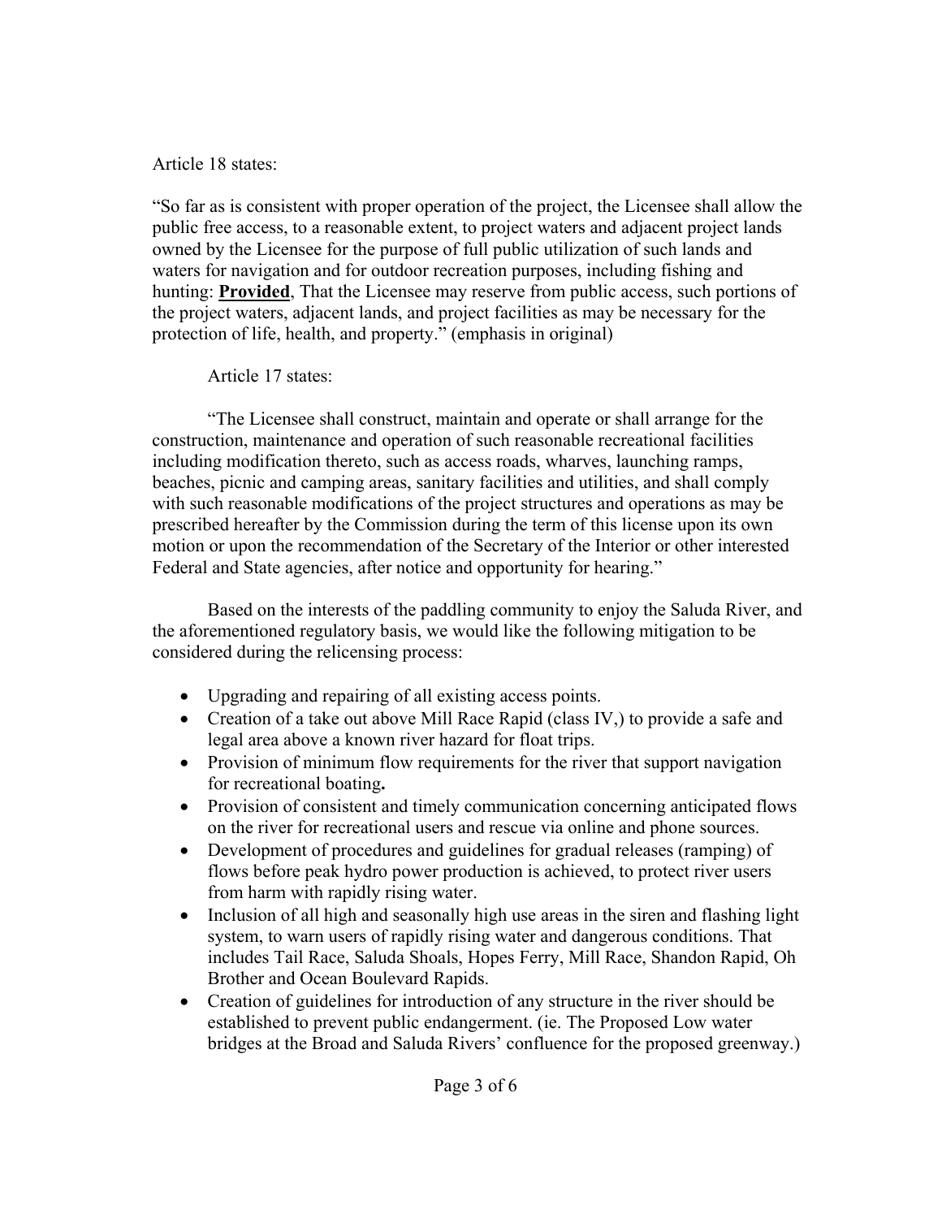Article 18 states:

"So far as is consistent with proper operation of the project, the Licensee shall allow the public free access, to a reasonable extent, to project waters and adjacent project lands owned by the Licensee for the purpose of full public utilization of such lands and waters for navigation and for outdoor recreation purposes, including fishing and hunting: **Provided**, That the Licensee may reserve from public access, such portions of the project waters, adjacent lands, and project facilities as may be necessary for the protection of life, health, and property." (emphasis in original)

Article 17 states:

"The Licensee shall construct, maintain and operate or shall arrange for the construction, maintenance and operation of such reasonable recreational facilities including modification thereto, such as access roads, wharves, launching ramps, beaches, picnic and camping areas, sanitary facilities and utilities, and shall comply with such reasonable modifications of the project structures and operations as may be prescribed hereafter by the Commission during the term of this license upon its own motion or upon the recommendation of the Secretary of the Interior or other interested Federal and State agencies, after notice and opportunity for hearing."

Based on the interests of the paddling community to enjoy the Saluda River, and the aforementioned regulatory basis, we would like the following mitigation to be considered during the relicensing process:

- Upgrading and repairing of all existing access points.
- Creation of a take out above Mill Race Rapid (class IV,) to provide a safe and legal area above a known river hazard for float trips.
- Provision of minimum flow requirements for the river that support navigation for recreational boating**.**
- Provision of consistent and timely communication concerning anticipated flows on the river for recreational users and rescue via online and phone sources.
- Development of procedures and guidelines for gradual releases (ramping) of flows before peak hydro power production is achieved, to protect river users from harm with rapidly rising water.
- Inclusion of all high and seasonally high use areas in the siren and flashing light system, to warn users of rapidly rising water and dangerous conditions. That includes Tail Race, Saluda Shoals, Hopes Ferry, Mill Race, Shandon Rapid, Oh Brother and Ocean Boulevard Rapids.
- Creation of guidelines for introduction of any structure in the river should be established to prevent public endangerment. (ie. The Proposed Low water bridges at the Broad and Saluda Rivers' confluence for the proposed greenway.)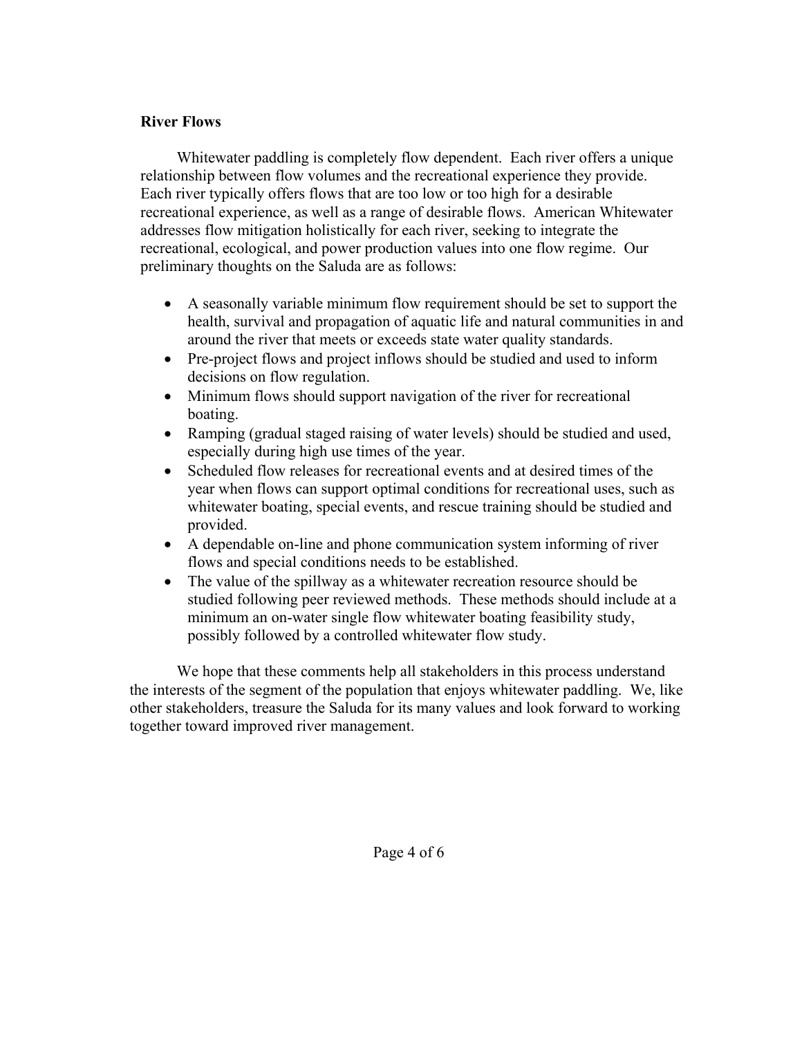**River Flows**

Whitewater paddling is completely flow dependent. Each river offers a unique relationship between flow volumes and the recreational experience they provide. Each river typically offers flows that are too low or too high for a desirable recreational experience, as well as a range of desirable flows. American Whitewater addresses flow mitigation holistically for each river, seeking to integrate the recreational, ecological, and power production values into one flow regime. Our preliminary thoughts on the Saluda are as follows:

- A seasonally variable minimum flow requirement should be set to support the health, survival and propagation of aquatic life and natural communities in and around the river that meets or exceeds state water quality standards.
- Pre-project flows and project inflows should be studied and used to inform decisions on flow regulation.
- Minimum flows should support navigation of the river for recreational boating.
- Ramping (gradual staged raising of water levels) should be studied and used, especially during high use times of the year.
- Scheduled flow releases for recreational events and at desired times of the year when flows can support optimal conditions for recreational uses, such as whitewater boating, special events, and rescue training should be studied and provided.
- A dependable on-line and phone communication system informing of river flows and special conditions needs to be established.
- The value of the spillway as a whitewater recreation resource should be studied following peer reviewed methods. These methods should include at a minimum an on-water single flow whitewater boating feasibility study, possibly followed by a controlled whitewater flow study.

We hope that these comments help all stakeholders in this process understand the interests of the segment of the population that enjoys whitewater paddling. We, like other stakeholders, treasure the Saluda for its many values and look forward to working together toward improved river management.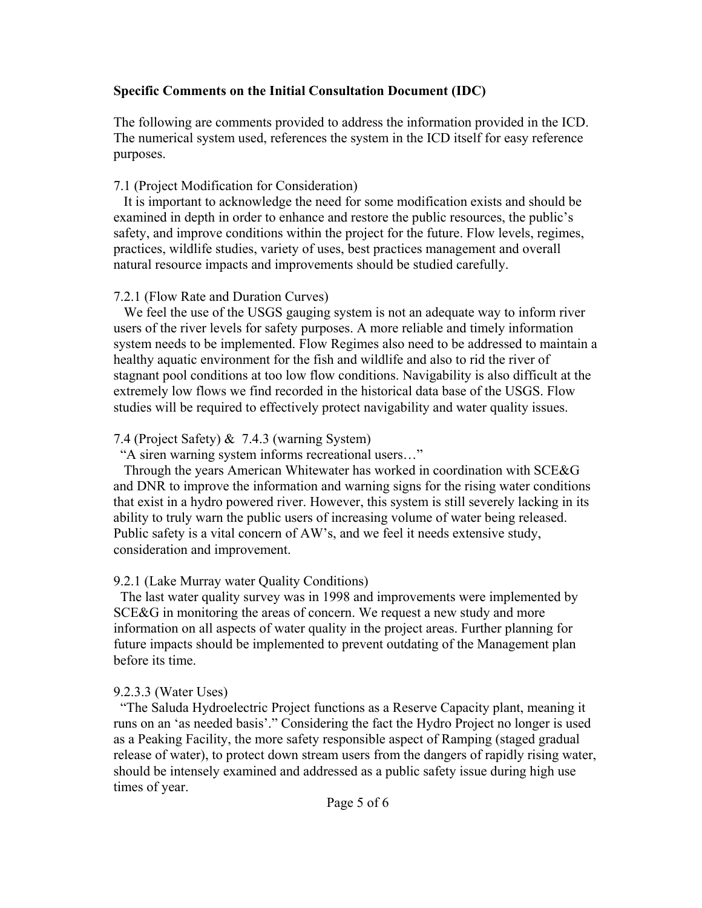**Specific Comments on the Initial Consultation Document (IDC)**

The following are comments provided to address the information provided in the ICD. The numerical system used, references the system in the ICD itself for easy reference purposes.

7.1 (Project Modification for Consideration)

It is important to acknowledge the need for some modification exists and should be examined in depth in order to enhance and restore the public resources, the public's safety, and improve conditions within the project for the future. Flow levels, regimes, practices, wildlife studies, variety of uses, best practices management and overall natural resource impacts and improvements should be studied carefully.

7.2.1 (Flow Rate and Duration Curves)

We feel the use of the USGS gauging system is not an adequate way to inform river users of the river levels for safety purposes. A more reliable and timely information system needs to be implemented. Flow Regimes also need to be addressed to maintain a healthy aquatic environment for the fish and wildlife and also to rid the river of stagnant pool conditions at too low flow conditions. Navigability is also difficult at the extremely low flows we find recorded in the historical data base of the USGS. Flow studies will be required to effectively protect navigability and water quality issues.

7.4 (Project Safety) & 7.4.3 (warning System)

"A siren warning system informs recreational users…"

Through the years American Whitewater has worked in coordination with SCE&G and DNR to improve the information and warning signs for the rising water conditions that exist in a hydro powered river. However, this system is still severely lacking in its ability to truly warn the public users of increasing volume of water being released. Public safety is a vital concern of AW's, and we feel it needs extensive study, consideration and improvement.

9.2.1 (Lake Murray water Quality Conditions)

The last water quality survey was in 1998 and improvements were implemented by SCE&G in monitoring the areas of concern. We request a new study and more information on all aspects of water quality in the project areas. Further planning for future impacts should be implemented to prevent outdating of the Management plan before its time.

9.2.3.3 (Water Uses)

"The Saluda Hydroelectric Project functions as a Reserve Capacity plant, meaning it runs on an 'as needed basis'." Considering the fact the Hydro Project no longer is used as a Peaking Facility, the more safety responsible aspect of Ramping (staged gradual release of water), to protect down stream users from the dangers of rapidly rising water, should be intensely examined and addressed as a public safety issue during high use times of year.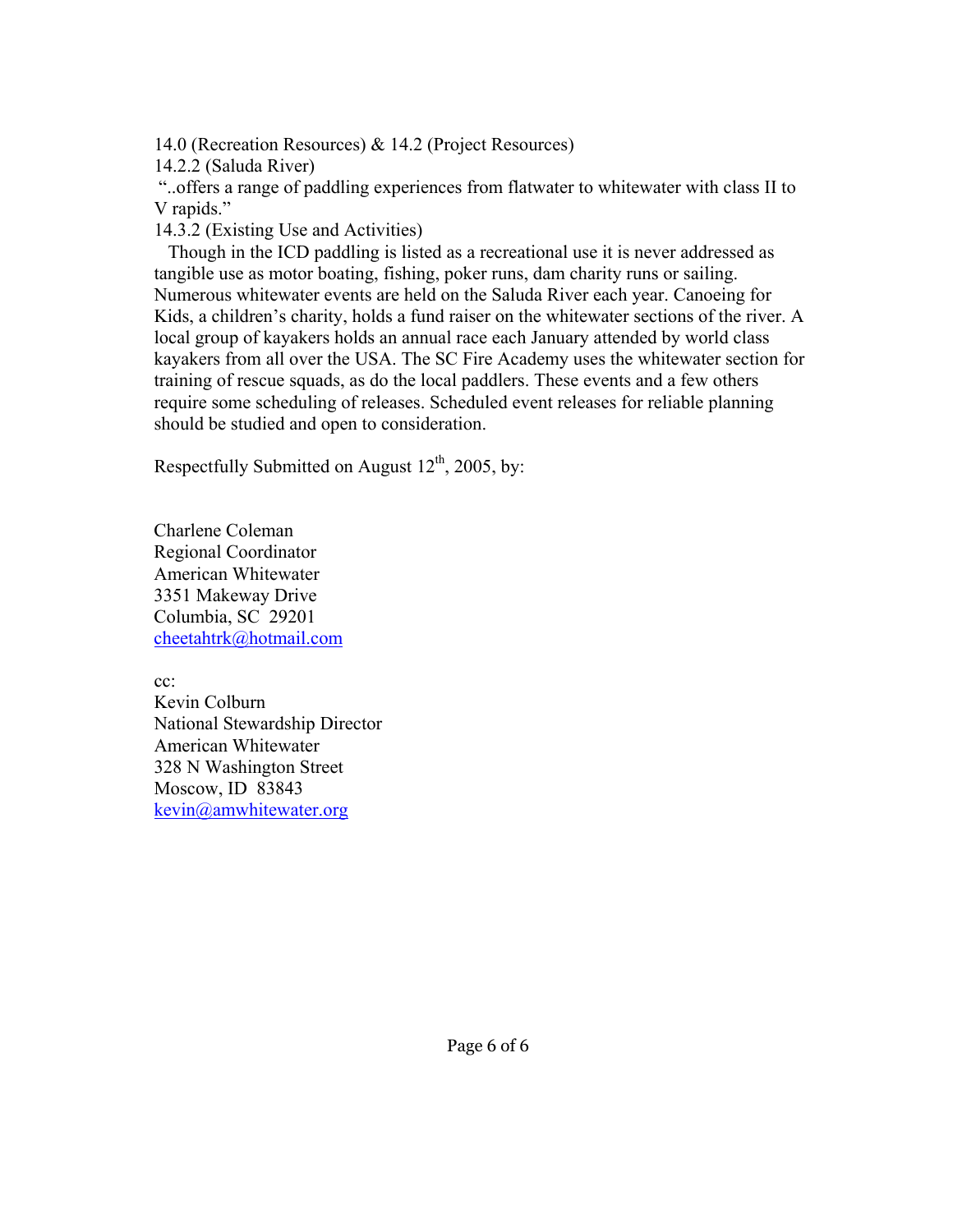14.0 (Recreation Resources) & 14.2 (Project Resources)

14.2.2 (Saluda River)

"..offers a range of paddling experiences from flatwater to whitewater with class II to V rapids."

14.3.2 (Existing Use and Activities)

Though in the ICD paddling is listed as a recreational use it is never addressed as tangible use as motor boating, fishing, poker runs, dam charity runs or sailing. Numerous whitewater events are held on the Saluda River each year. Canoeing for Kids, a children's charity, holds a fund raiser on the whitewater sections of the river. A local group of kayakers holds an annual race each January attended by world class kayakers from all over the USA. The SC Fire Academy uses the whitewater section for training of rescue squads, as do the local paddlers. These events and a few others require some scheduling of releases. Scheduled event releases for reliable planning should be studied and open to consideration.

Respectfully Submitted on August 12th, 2005, by:

Charlene Coleman
Regional Coordinator
American Whitewater
3351 Makeway Drive
Columbia, SC 29201
cheetahtrk@hotmail.com

cc:
Kevin Colburn
National Stewardship Director
American Whitewater
328 N Washington Street
Moscow, ID 83843
kevin@amwhitewater.org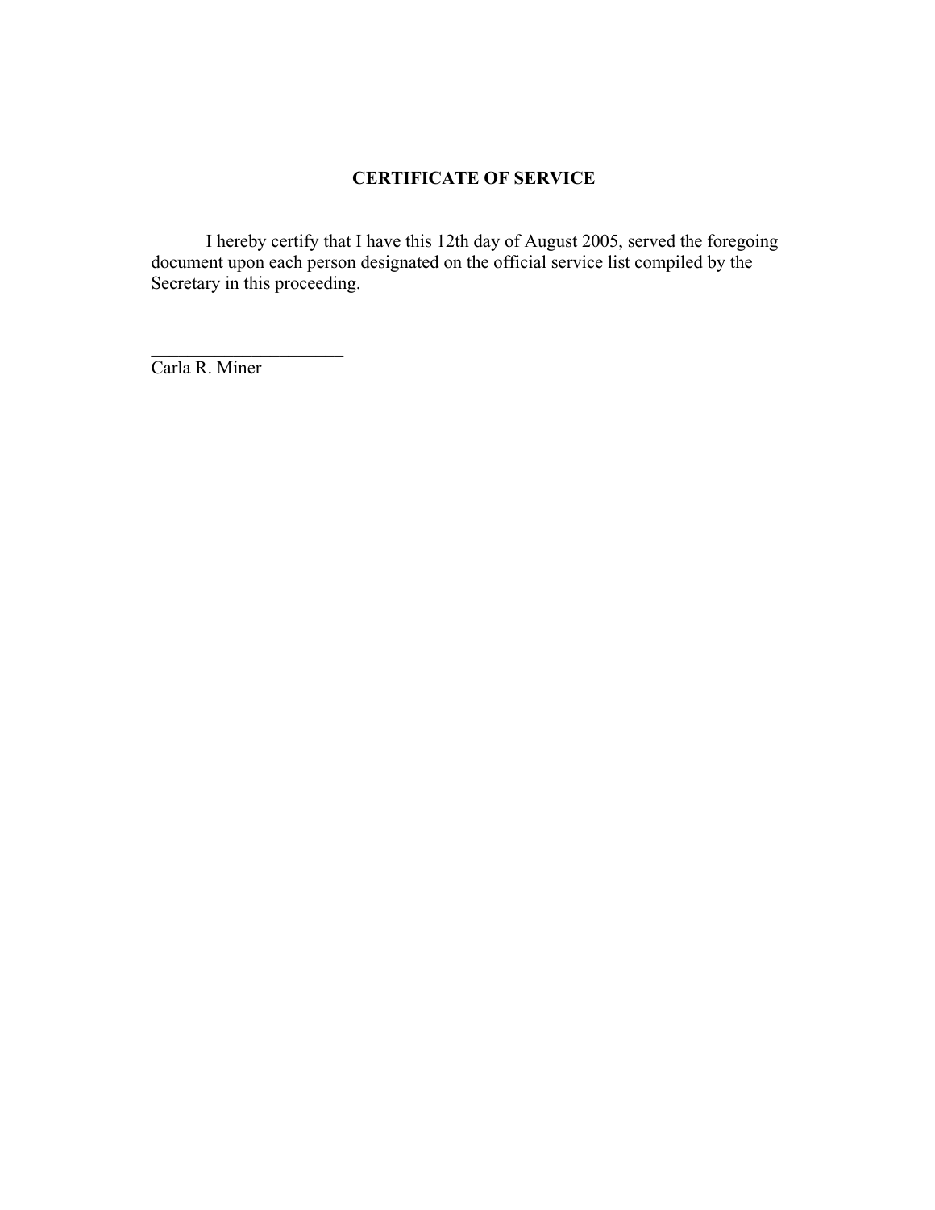## CERTIFICATE OF SERVICE

I hereby certify that I have this 12th day of August 2005, served the foregoing document upon each person designated on the official service list compiled by the Secretary in this proceeding.

______________________
Carla R. Miner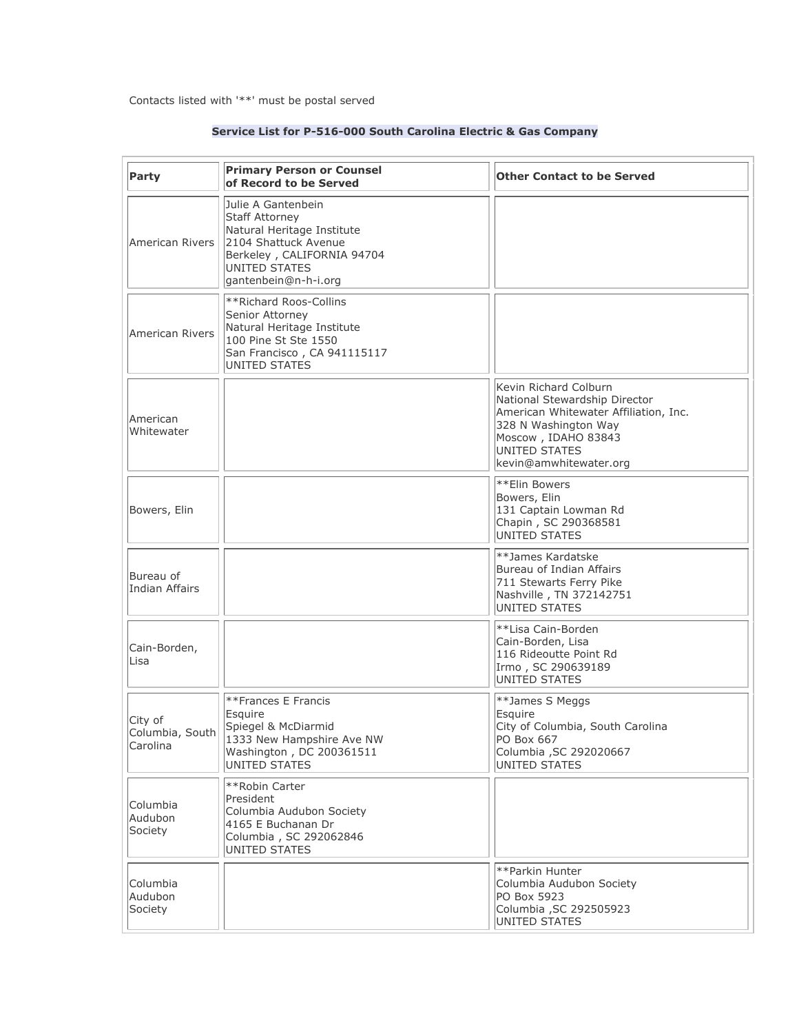Contacts listed with '**' must be postal served

**Service List for P-516-000 South Carolina Electric & Gas Company**

| Party | Primary Person or Counsel of Record to be Served | Other Contact to be Served |
|---|---|---|
| American Rivers | Julie A Gantenbein<br>Staff Attorney<br>Natural Heritage Institute<br>2104 Shattuck Avenue<br>Berkeley , CALIFORNIA 94704<br>UNITED STATES<br>gantenbein@n-h-i.org | |
| American Rivers | **Richard Roos-Collins<br>Senior Attorney<br>Natural Heritage Institute<br>100 Pine St Ste 1550<br>San Francisco , CA 941115117<br>UNITED STATES | |
| American Whitewater | | Kevin Richard Colburn<br>National Stewardship Director<br>American Whitewater Affiliation, Inc.<br>328 N Washington Way<br>Moscow , IDAHO 83843<br>UNITED STATES<br>kevin@amwhitewater.org |
| Bowers, Elin | | **Elin Bowers<br>Bowers, Elin<br>131 Captain Lowman Rd<br>Chapin , SC 290368581<br>UNITED STATES |
| Bureau of Indian Affairs | | **James Kardatske<br>Bureau of Indian Affairs<br>711 Stewarts Ferry Pike<br>Nashville , TN 372142751<br>UNITED STATES |
| Cain-Borden, Lisa | | **Lisa Cain-Borden<br>Cain-Borden, Lisa<br>116 Rideoutte Point Rd<br>Irmo , SC 290639189<br>UNITED STATES |
| City of Columbia, South Carolina | **Frances E Francis<br>Esquire<br>Spiegel & McDiarmid<br>1333 New Hampshire Ave NW<br>Washington , DC 200361511<br>UNITED STATES | **James S Meggs<br>Esquire<br>City of Columbia, South Carolina<br>PO Box 667<br>Columbia ,SC 292020667<br>UNITED STATES |
| Columbia Audubon Society | **Robin Carter<br>President<br>Columbia Audubon Society<br>4165 E Buchanan Dr<br>Columbia , SC 292062846<br>UNITED STATES | |
| Columbia Audubon Society | | **Parkin Hunter<br>Columbia Audubon Society<br>PO Box 5923<br>Columbia ,SC 292505923<br>UNITED STATES |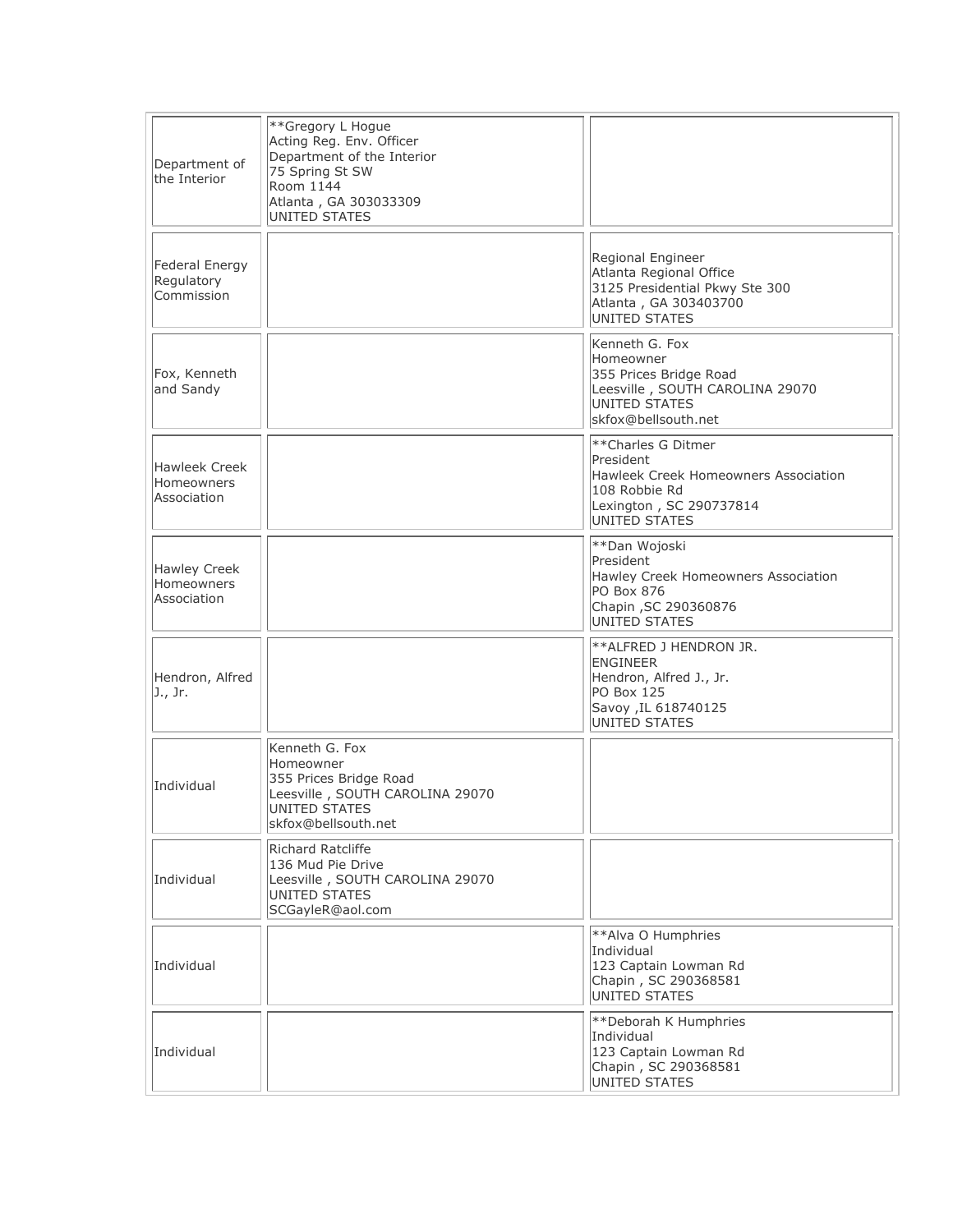| | | |
|---|---|---|
| Department of the Interior | **Gregory L Hogue<br>Acting Reg. Env. Officer<br>Department of the Interior<br>75 Spring St SW<br>Room 1144<br>Atlanta , GA 303033309<br>UNITED STATES | |
| Federal Energy Regulatory Commission | | Regional Engineer<br>Atlanta Regional Office<br>3125 Presidential Pkwy Ste 300<br>Atlanta , GA 303403700<br>UNITED STATES |
| Fox, Kenneth and Sandy | | Kenneth G. Fox<br>Homeowner<br>355 Prices Bridge Road<br>Leesville , SOUTH CAROLINA 29070<br>UNITED STATES<br>skfox@bellsouth.net |
| Hawleek Creek Homeowners Association | | **Charles G Ditmer<br>President<br>Hawleek Creek Homeowners Association<br>108 Robbie Rd<br>Lexington , SC 290737814<br>UNITED STATES |
| Hawley Creek Homeowners Association | | **Dan Wojoski<br>President<br>Hawley Creek Homeowners Association<br>PO Box 876<br>Chapin ,SC 290360876<br>UNITED STATES |
| Hendron, Alfred J., Jr. | | **ALFRED J HENDRON JR.<br>ENGINEER<br>Hendron, Alfred J., Jr.<br>PO Box 125<br>Savoy ,IL 618740125<br>UNITED STATES |
| Individual | Kenneth G. Fox<br>Homeowner<br>355 Prices Bridge Road<br>Leesville , SOUTH CAROLINA 29070<br>UNITED STATES<br>skfox@bellsouth.net | |
| Individual | Richard Ratcliffe<br>136 Mud Pie Drive<br>Leesville , SOUTH CAROLINA 29070<br>UNITED STATES<br>SCGayleR@aol.com | |
| Individual | | **Alva O Humphries<br>Individual<br>123 Captain Lowman Rd<br>Chapin , SC 290368581<br>UNITED STATES |
| Individual | | **Deborah K Humphries<br>Individual<br>123 Captain Lowman Rd<br>Chapin , SC 290368581<br>UNITED STATES |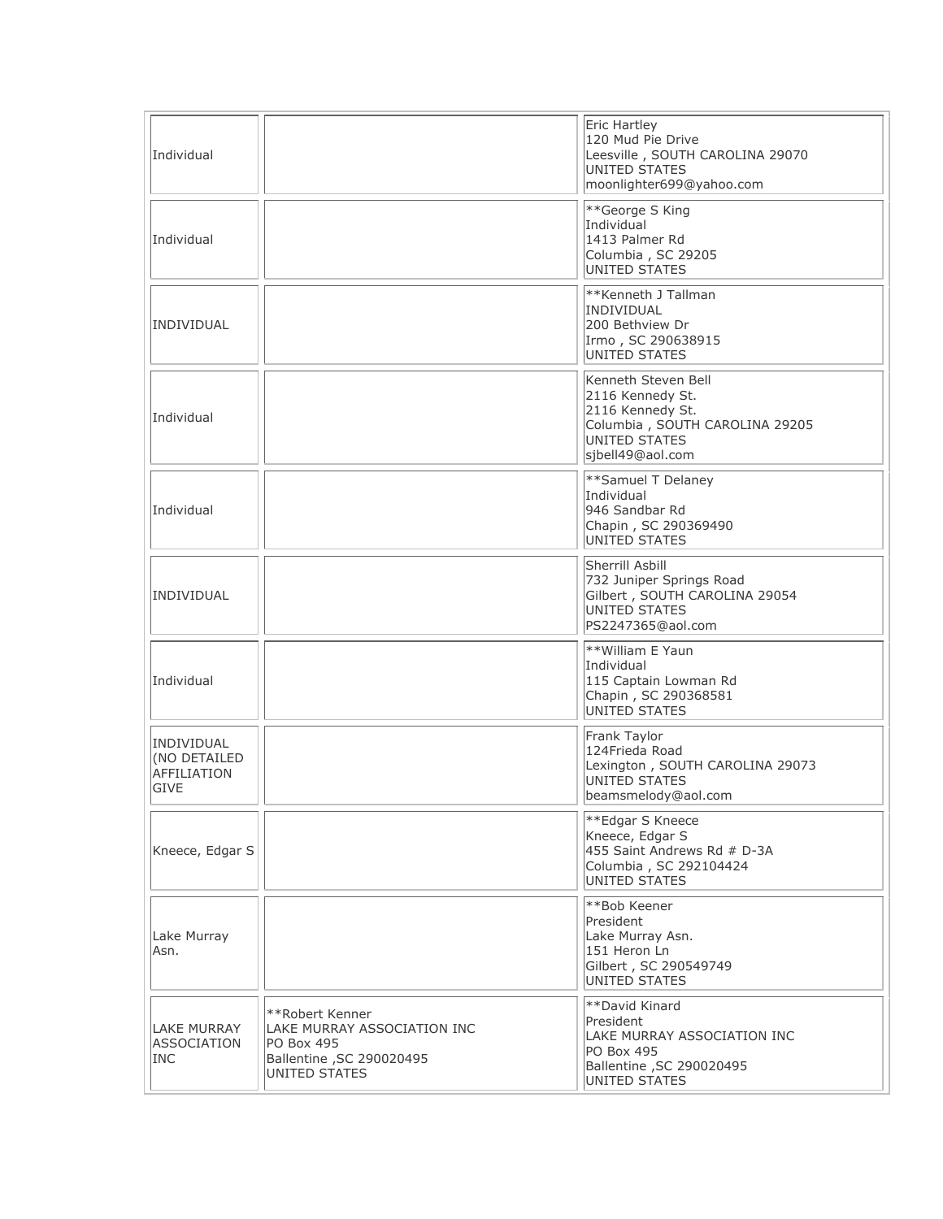| | | |
|---|---|---|
| Individual | | Eric Hartley<br>120 Mud Pie Drive<br>Leesville , SOUTH CAROLINA 29070<br>UNITED STATES<br>moonlighter699@yahoo.com |
| Individual | | **George S King<br>Individual<br>1413 Palmer Rd<br>Columbia , SC 29205<br>UNITED STATES |
| INDIVIDUAL | | **Kenneth J Tallman<br>INDIVIDUAL<br>200 Bethview Dr<br>Irmo , SC 290638915<br>UNITED STATES |
| Individual | | Kenneth Steven Bell<br>2116 Kennedy St.<br>2116 Kennedy St.<br>Columbia , SOUTH CAROLINA 29205<br>UNITED STATES<br>sjbell49@aol.com |
| Individual | | **Samuel T Delaney<br>Individual<br>946 Sandbar Rd<br>Chapin , SC 290369490<br>UNITED STATES |
| INDIVIDUAL | | Sherrill Asbill<br>732 Juniper Springs Road<br>Gilbert , SOUTH CAROLINA 29054<br>UNITED STATES<br>PS2247365@aol.com |
| Individual | | **William E Yaun<br>Individual<br>115 Captain Lowman Rd<br>Chapin , SC 290368581<br>UNITED STATES |
| INDIVIDUAL (NO DETAILED AFFILIATION GIVE | | Frank Taylor<br>124Frieda Road<br>Lexington , SOUTH CAROLINA 29073<br>UNITED STATES<br>beamsmelody@aol.com |
| Kneece, Edgar S | | **Edgar S Kneece<br>Kneece, Edgar S<br>455 Saint Andrews Rd # D-3A<br>Columbia , SC 292104424<br>UNITED STATES |
| Lake Murray Asn. | | **Bob Keener<br>President<br>Lake Murray Asn.<br>151 Heron Ln<br>Gilbert , SC 290549749<br>UNITED STATES |
| LAKE MURRAY ASSOCIATION INC | **Robert Kenner<br>LAKE MURRAY ASSOCIATION INC<br>PO Box 495<br>Ballentine ,SC 290020495<br>UNITED STATES | **David Kinard<br>President<br>LAKE MURRAY ASSOCIATION INC<br>PO Box 495<br>Ballentine ,SC 290020495<br>UNITED STATES |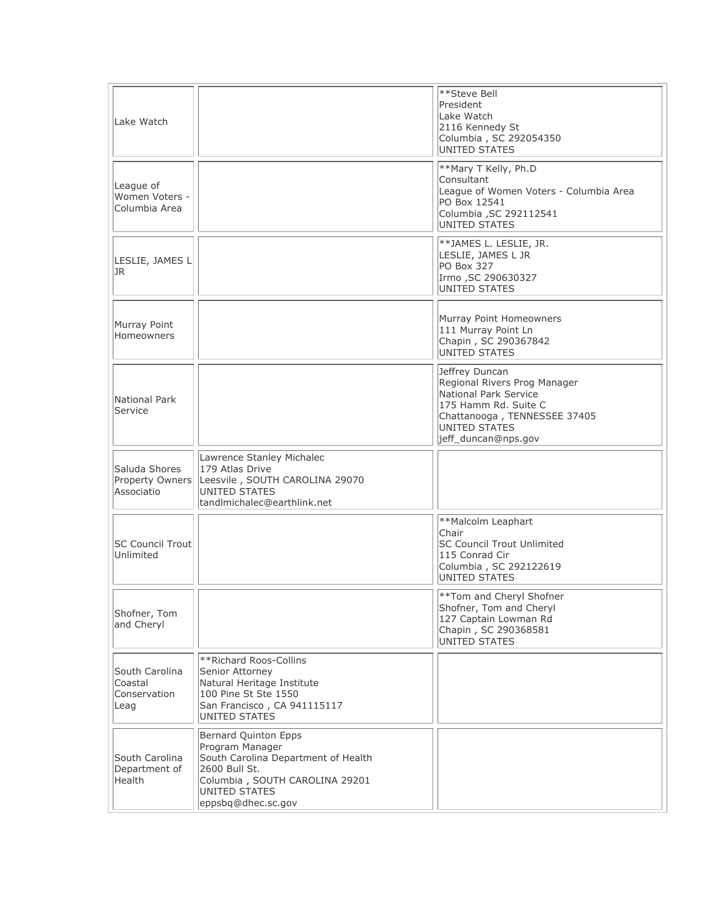| | | |
|---|---|---|
| Lake Watch | | **Steve Bell<br>President<br>Lake Watch<br>2116 Kennedy St<br>Columbia , SC 292054350<br>UNITED STATES |
| League of Women Voters - Columbia Area | | **Mary T Kelly, Ph.D<br>Consultant<br>League of Women Voters - Columbia Area<br>PO Box 12541<br>Columbia ,SC 292112541<br>UNITED STATES |
| LESLIE, JAMES L JR | | **JAMES L. LESLIE, JR.<br>LESLIE, JAMES L JR<br>PO Box 327<br>Irmo ,SC 290630327<br>UNITED STATES |
| Murray Point Homeowners | | Murray Point Homeowners<br>111 Murray Point Ln<br>Chapin , SC 290367842<br>UNITED STATES |
| National Park Service | | Jeffrey Duncan<br>Regional Rivers Prog Manager<br>National Park Service<br>175 Hamm Rd. Suite C<br>Chattanooga , TENNESSEE 37405<br>UNITED STATES<br>jeff_duncan@nps.gov |
| Saluda Shores Property Owners Associatio | Lawrence Stanley Michalec<br>179 Atlas Drive<br>Leesvile , SOUTH CAROLINA 29070<br>UNITED STATES<br>tandlmichalec@earthlink.net | |
| SC Council Trout Unlimited | | **Malcolm Leaphart<br>Chair<br>SC Council Trout Unlimited<br>115 Conrad Cir<br>Columbia , SC 292122619<br>UNITED STATES |
| Shofner, Tom and Cheryl | | **Tom and Cheryl Shofner<br>Shofner, Tom and Cheryl<br>127 Captain Lowman Rd<br>Chapin , SC 290368581<br>UNITED STATES |
| South Carolina Coastal Conservation Leag | **Richard Roos-Collins<br>Senior Attorney<br>Natural Heritage Institute<br>100 Pine St Ste 1550<br>San Francisco , CA 941115117<br>UNITED STATES | |
| South Carolina Department of Health | Bernard Quinton Epps<br>Program Manager<br>South Carolina Department of Health<br>2600 Bull St.<br>Columbia , SOUTH CAROLINA 29201<br>UNITED STATES<br>eppsbq@dhec.sc.gov | |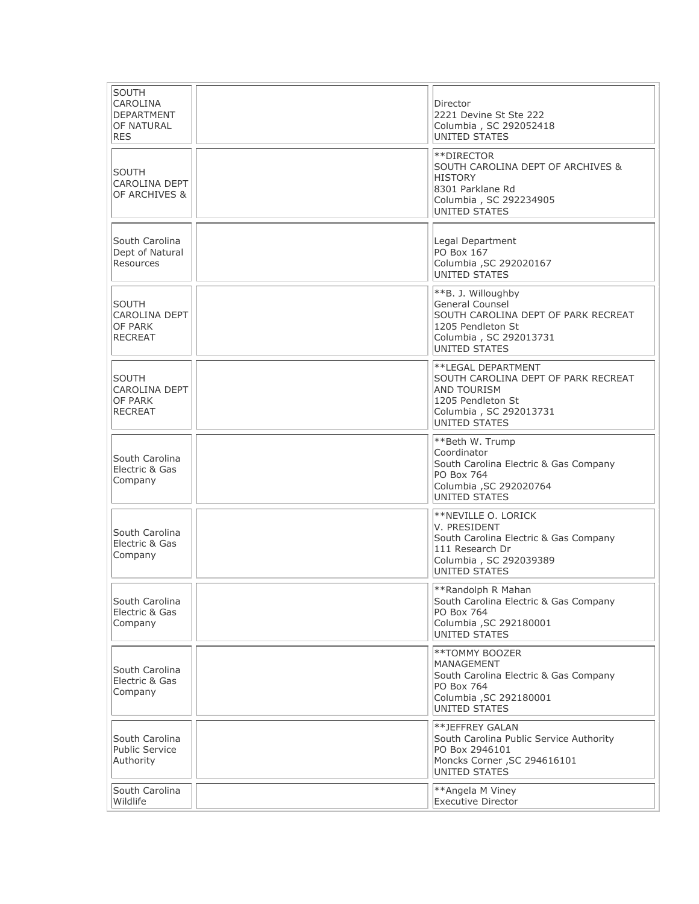| | | |
|---|---|---|
| SOUTH CAROLINA DEPARTMENT OF NATURAL RES | | Director<br>2221 Devine St Ste 222<br>Columbia , SC 292052418<br>UNITED STATES |
| SOUTH CAROLINA DEPT OF ARCHIVES & | | **DIRECTOR<br>SOUTH CAROLINA DEPT OF ARCHIVES & HISTORY<br>8301 Parklane Rd<br>Columbia , SC 292234905<br>UNITED STATES |
| South Carolina Dept of Natural Resources | | Legal Department<br>PO Box 167<br>Columbia ,SC 292020167<br>UNITED STATES |
| SOUTH CAROLINA DEPT OF PARK RECREAT | | **B. J. Willoughby<br>General Counsel<br>SOUTH CAROLINA DEPT OF PARK RECREAT<br>1205 Pendleton St<br>Columbia , SC 292013731<br>UNITED STATES |
| SOUTH CAROLINA DEPT OF PARK RECREAT | | **LEGAL DEPARTMENT<br>SOUTH CAROLINA DEPT OF PARK RECREAT AND TOURISM<br>1205 Pendleton St<br>Columbia , SC 292013731<br>UNITED STATES |
| South Carolina Electric & Gas Company | | **Beth W. Trump<br>Coordinator<br>South Carolina Electric & Gas Company<br>PO Box 764<br>Columbia ,SC 292020764<br>UNITED STATES |
| South Carolina Electric & Gas Company | | **NEVILLE O. LORICK<br>V. PRESIDENT<br>South Carolina Electric & Gas Company<br>111 Research Dr<br>Columbia , SC 292039389<br>UNITED STATES |
| South Carolina Electric & Gas Company | | **Randolph R Mahan<br>South Carolina Electric & Gas Company<br>PO Box 764<br>Columbia ,SC 292180001<br>UNITED STATES |
| South Carolina Electric & Gas Company | | **TOMMY BOOZER<br>MANAGEMENT<br>South Carolina Electric & Gas Company<br>PO Box 764<br>Columbia ,SC 292180001<br>UNITED STATES |
| South Carolina Public Service Authority | | **JEFFREY GALAN<br>South Carolina Public Service Authority<br>PO Box 2946101<br>Moncks Corner ,SC 294616101<br>UNITED STATES |
| South Carolina Wildlife | | **Angela M Viney<br>Executive Director |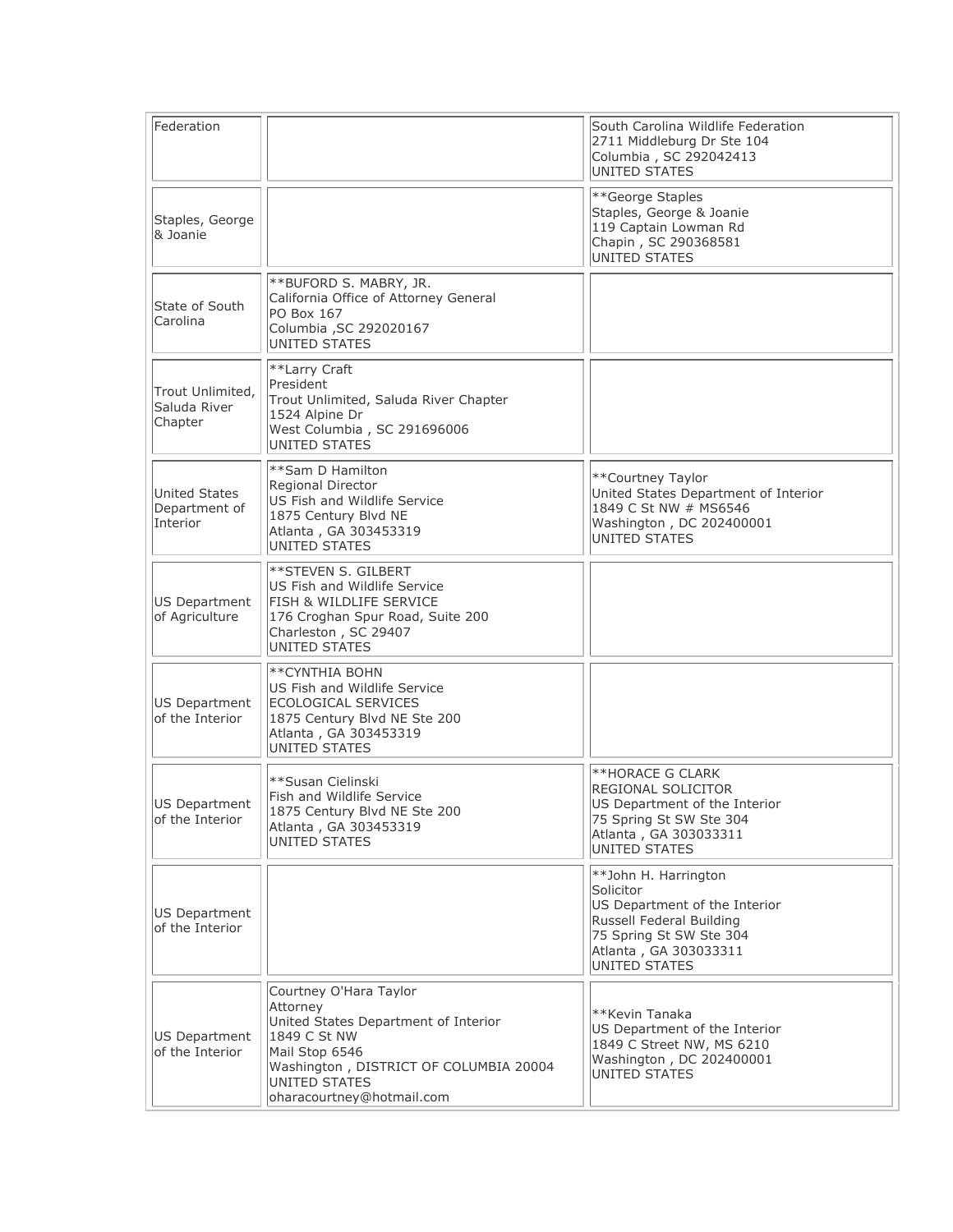| | | |
|---|---|---|
| Federation | | South Carolina Wildlife Federation<br>2711 Middleburg Dr Ste 104<br>Columbia , SC 292042413<br>UNITED STATES |
| Staples, George & Joanie | | **George Staples<br>Staples, George & Joanie<br>119 Captain Lowman Rd<br>Chapin , SC 290368581<br>UNITED STATES |
| State of South Carolina | **BUFORD S. MABRY, JR.<br>California Office of Attorney General<br>PO Box 167<br>Columbia ,SC 292020167<br>UNITED STATES | |
| Trout Unlimited, Saluda River Chapter | **Larry Craft<br>President<br>Trout Unlimited, Saluda River Chapter<br>1524 Alpine Dr<br>West Columbia , SC 291696006<br>UNITED STATES | |
| United States Department of Interior | **Sam D Hamilton<br>Regional Director<br>US Fish and Wildlife Service<br>1875 Century Blvd NE<br>Atlanta , GA 303453319<br>UNITED STATES | **Courtney Taylor<br>United States Department of Interior<br>1849 C St NW # MS6546<br>Washington , DC 202400001<br>UNITED STATES |
| US Department of Agriculture | **STEVEN S. GILBERT<br>US Fish and Wildlife Service<br>FISH & WILDLIFE SERVICE<br>176 Croghan Spur Road, Suite 200<br>Charleston , SC 29407<br>UNITED STATES | |
| US Department of the Interior | **CYNTHIA BOHN<br>US Fish and Wildlife Service<br>ECOLOGICAL SERVICES<br>1875 Century Blvd NE Ste 200<br>Atlanta , GA 303453319<br>UNITED STATES | |
| US Department of the Interior | **Susan Cielinski<br>Fish and Wildlife Service<br>1875 Century Blvd NE Ste 200<br>Atlanta , GA 303453319<br>UNITED STATES | **HORACE G CLARK<br>REGIONAL SOLICITOR<br>US Department of the Interior<br>75 Spring St SW Ste 304<br>Atlanta , GA 303033311<br>UNITED STATES |
| US Department of the Interior | | **John H. Harrington<br>Solicitor<br>US Department of the Interior<br>Russell Federal Building<br>75 Spring St SW Ste 304<br>Atlanta , GA 303033311<br>UNITED STATES |
| US Department of the Interior | Courtney O'Hara Taylor<br>Attorney<br>United States Department of Interior<br>1849 C St NW<br>Mail Stop 6546<br>Washington , DISTRICT OF COLUMBIA 20004<br>UNITED STATES<br>oharacourtney@hotmail.com | **Kevin Tanaka<br>US Department of the Interior<br>1849 C Street NW, MS 6210<br>Washington , DC 202400001<br>UNITED STATES |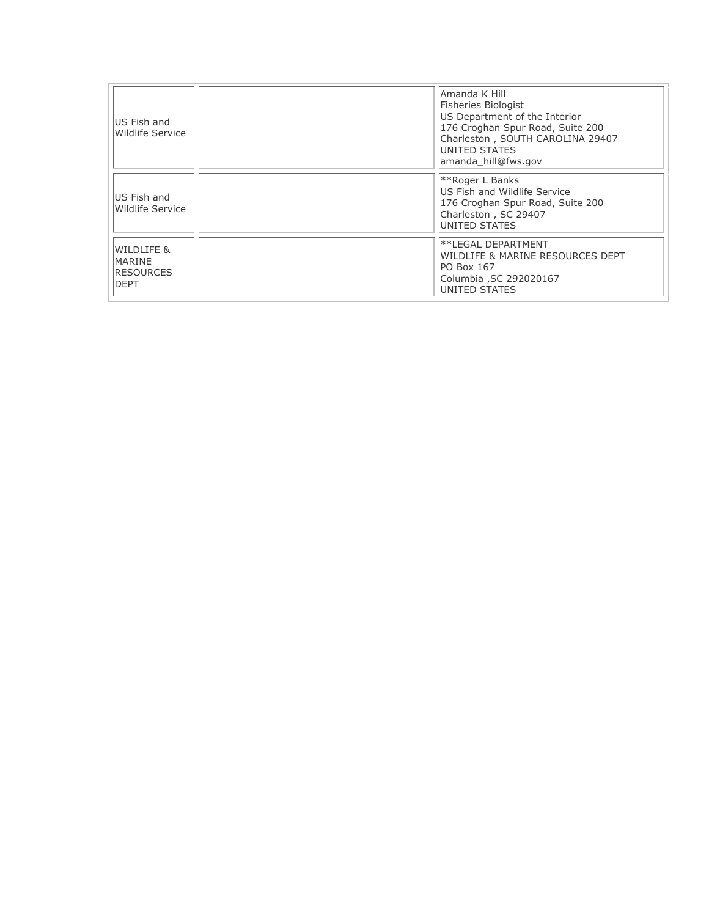| | | |
|---|---|---|
| US Fish and Wildlife Service | | Amanda K Hill<br>Fisheries Biologist<br>US Department of the Interior<br>176 Croghan Spur Road, Suite 200<br>Charleston , SOUTH CAROLINA 29407<br>UNITED STATES<br>amanda_hill@fws.gov |
| US Fish and Wildlife Service | | **Roger L Banks<br>US Fish and Wildlife Service<br>176 Croghan Spur Road, Suite 200<br>Charleston , SC 29407<br>UNITED STATES |
| WILDLIFE & MARINE RESOURCES DEPT | | **LEGAL DEPARTMENT<br>WILDLIFE & MARINE RESOURCES DEPT<br>PO Box 167<br>Columbia ,SC 292020167<br>UNITED STATES |